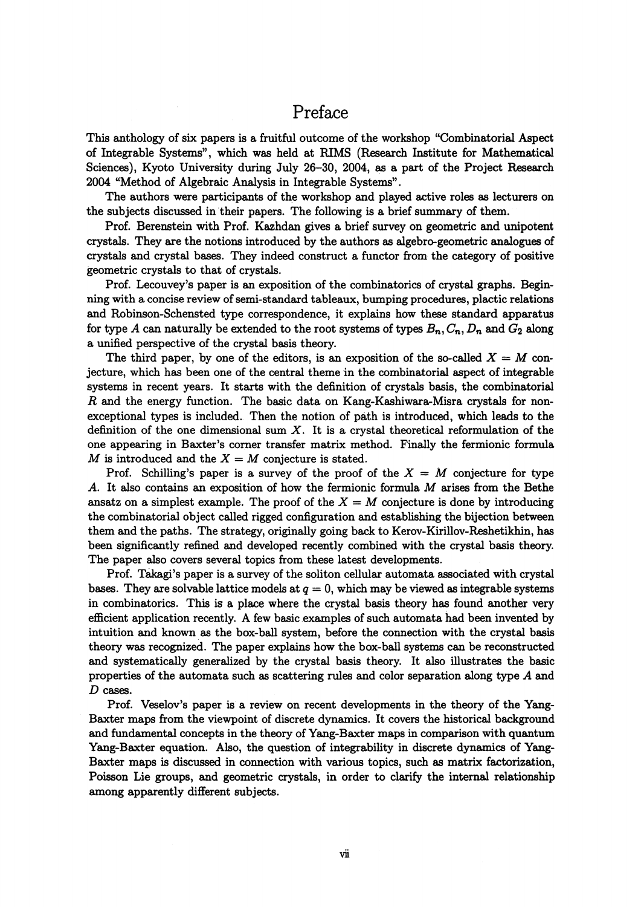# Preface

This anthology of six papers is a fruitful outcome of the workshop "Combinatorial Aspect of Integrable Systems", which was held at RIMS (Research Institute for Mathematical Sciences), Kyoto University during July 26–30, 2004, as a part of the Project Research 2004 "Method of Algebraic Analysis in Integrable Systems".

The authors were participants of the workshop and played active roles as lecturers on the subjects discussed in their papers. The following is a brief summary of them.

Prof. Berenstein with Prof. Kazhdan gives a brief survey on geometric and unipotent crystals. They are the notions introduced by the authors as algebro-geometric analogues of crystals and crystal bases. They indeed construct a functor from the category of positive geometric crystals to that of crystals.

Prof. Lecouvey's paper is an exposition of the combinatorics of crystal graphs. Beginning with a concise review of semi-standard tableaux, bumping procedures, plactic relations and Robinson-Schensted type correspondence, it explains how these standard apparatus for type $A$ can naturally be extended to the root systems of types $B_n, C_n, D_n$ and $G_2$ along a unified perspective of the crystal basis theory.

The third paper, by one of the editors, is an exposition of the so-called $X = M$ conjecture, which has been one of the central theme in the combinatorial aspect of integrable systems in recent years. It starts with the definition of crystals basis, the combinatorial $R$ and the energy function. The basic data on Kang-Kashiwara-Misra crystals for non-exceptional types is included. Then the notion of path is introduced, which leads to the definition of the one dimensional sum $X$. It is a crystal theoretical reformulation of the one appearing in Baxter's corner transfer matrix method. Finally the fermionic formula $M$ is introduced and the $X = M$ conjecture is stated.

Prof. Schilling's paper is a survey of the proof of the $X = M$ conjecture for type $A$. It also contains an exposition of how the fermionic formula $M$ arises from the Bethe ansatz on a simplest example. The proof of the $X = M$ conjecture is done by introducing the combinatorial object called rigged configuration and establishing the bijection between them and the paths. The strategy, originally going back to Kerov-Kirillov-Reshetikhin, has been significantly refined and developed recently combined with the crystal basis theory. The paper also covers several topics from these latest developments.

Prof. Takagi's paper is a survey of the soliton cellular automata associated with crystal bases. They are solvable lattice models at $q = 0$, which may be viewed as integrable systems in combinatorics. This is a place where the crystal basis theory has found another very efficient application recently. A few basic examples of such automata had been invented by intuition and known as the box-ball system, before the connection with the crystal basis theory was recognized. The paper explains how the box-ball systems can be reconstructed and systematically generalized by the crystal basis theory. It also illustrates the basic properties of the automata such as scattering rules and color separation along type $A$ and $D$ cases.

Prof. Veselov's paper is a review on recent developments in the theory of the Yang-Baxter maps from the viewpoint of discrete dynamics. It covers the historical background and fundamental concepts in the theory of Yang-Baxter maps in comparison with quantum Yang-Baxter equation. Also, the question of integrability in discrete dynamics of Yang-Baxter maps is discussed in connection with various topics, such as matrix factorization, Poisson Lie groups, and geometric crystals, in order to clarify the internal relationship among apparently different subjects.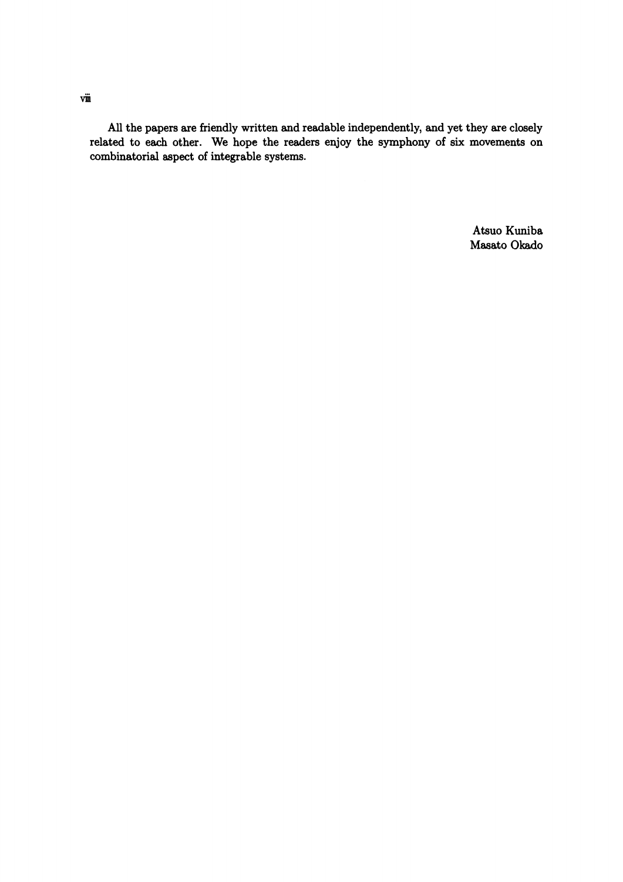All the papers are friendly written and readable independently, and yet they are closely related to each other. We hope the readers enjoy the symphony of six movements on combinatorial aspect of integrable systems.

Atsuo Kuniba
Masato Okado